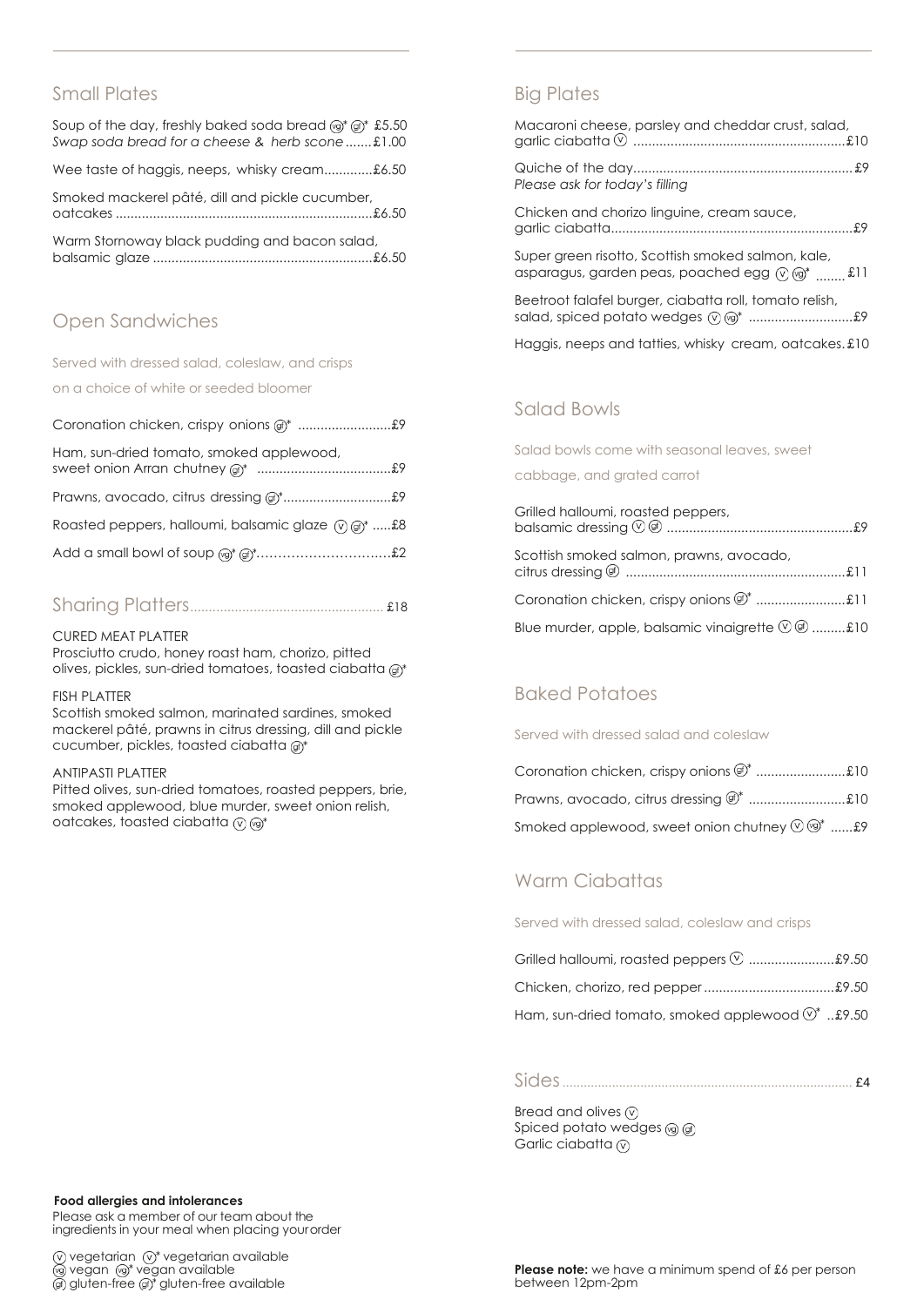## Small Plates

Soup of the day, freshly baked soda bread (vg)* (gf)* £5.50
*Swap soda bread for a cheese & herb scone* .......£1.00

Wee taste of haggis, neeps, whisky cream.............£6.50

Smoked mackerel pâté, dill and pickle cucumber, oatcakes ....................................................................£6.50

Warm Stornoway black pudding and bacon salad, balsamic glaze ..........................................................£6.50

## Open Sandwiches

Served with dressed salad, coleslaw, and crisps

on a choice of white or seeded bloomer

Coronation chicken, crispy onions (gf)* .........................£9

Ham, sun-dried tomato, smoked applewood, sweet onion Arran chutney (gf)* ....................................£9

Prawns, avocado, citrus dressing (gf)*.............................£9

Roasted peppers, halloumi, balsamic glaze (v) (gf)* .....£8

Add a small bowl of soup (vg)* (gf)*..............................£2

## Sharing Platters.................................................... £18

CURED MEAT PLATTER
Prosciutto crudo, honey roast ham, chorizo, pitted olives, pickles, sun-dried tomatoes, toasted ciabatta (gf)*

FISH PLATTER
Scottish smoked salmon, marinated sardines, smoked mackerel pâté, prawns in citrus dressing, dill and pickle cucumber, pickles, toasted ciabatta (gf)*

ANTIPASTI PLATTER
Pitted olives, sun-dried tomatoes, roasted peppers, brie, smoked applewood, blue murder, sweet onion relish, oatcakes, toasted ciabatta (v) (vg)*

## Big Plates

Macaroni cheese, parsley and cheddar crust, salad, garlic ciabatta (v) .........................................................£10

Quiche of the day...........................................................£9
*Please ask for today's filling*

Chicken and chorizo linguine, cream sauce, garlic ciabatta.................................................................£9

Super green risotto, Scottish smoked salmon, kale, asparagus, garden peas, poached egg (v) (vg)* ........ £11

Beetroot falafel burger, ciabatta roll, tomato relish, salad, spiced potato wedges (v) (vg)* ............................£9

Haggis, neeps and tatties, whisky cream, oatcakes. £10

## Salad Bowls

Salad bowls come with seasonal leaves, sweet

cabbage, and grated carrot

Grilled halloumi, roasted peppers, balsamic dressing (v) (gf) ..................................................£9

Scottish smoked salmon, prawns, avocado, citrus dressing (gf) ..........................................................£11

Coronation chicken, crispy onions (gf)* ........................£11

Blue murder, apple, balsamic vinaigrette (v) (gf) .........£10

## Baked Potatoes

Served with dressed salad and coleslaw

Coronation chicken, crispy onions (gf)* ........................£10

Prawns, avocado, citrus dressing (gf)* ..........................£10

Smoked applewood, sweet onion chutney (v) (vg)* ......£9

## Warm Ciabattas

Served with dressed salad, coleslaw and crisps

Grilled halloumi, roasted peppers (v) .......................£9.50

Chicken, chorizo, red pepper...................................£9.50

Ham, sun-dried tomato, smoked applewood (v)* ..£9.50

## Sides.................................................................................. £4

Bread and olives (v)
Spiced potato wedges (vg) (gf)
Garlic ciabatta (v)

**Food allergies and intolerances**
Please ask a member of our team about the ingredients in your meal when placing your order

(v) vegetarian (v)* vegetarian available
(vg) vegan (vg)* vegan available
(gf) gluten-free (gf)* gluten-free available

**Please note:** we have a minimum spend of £6 per person between 12pm-2pm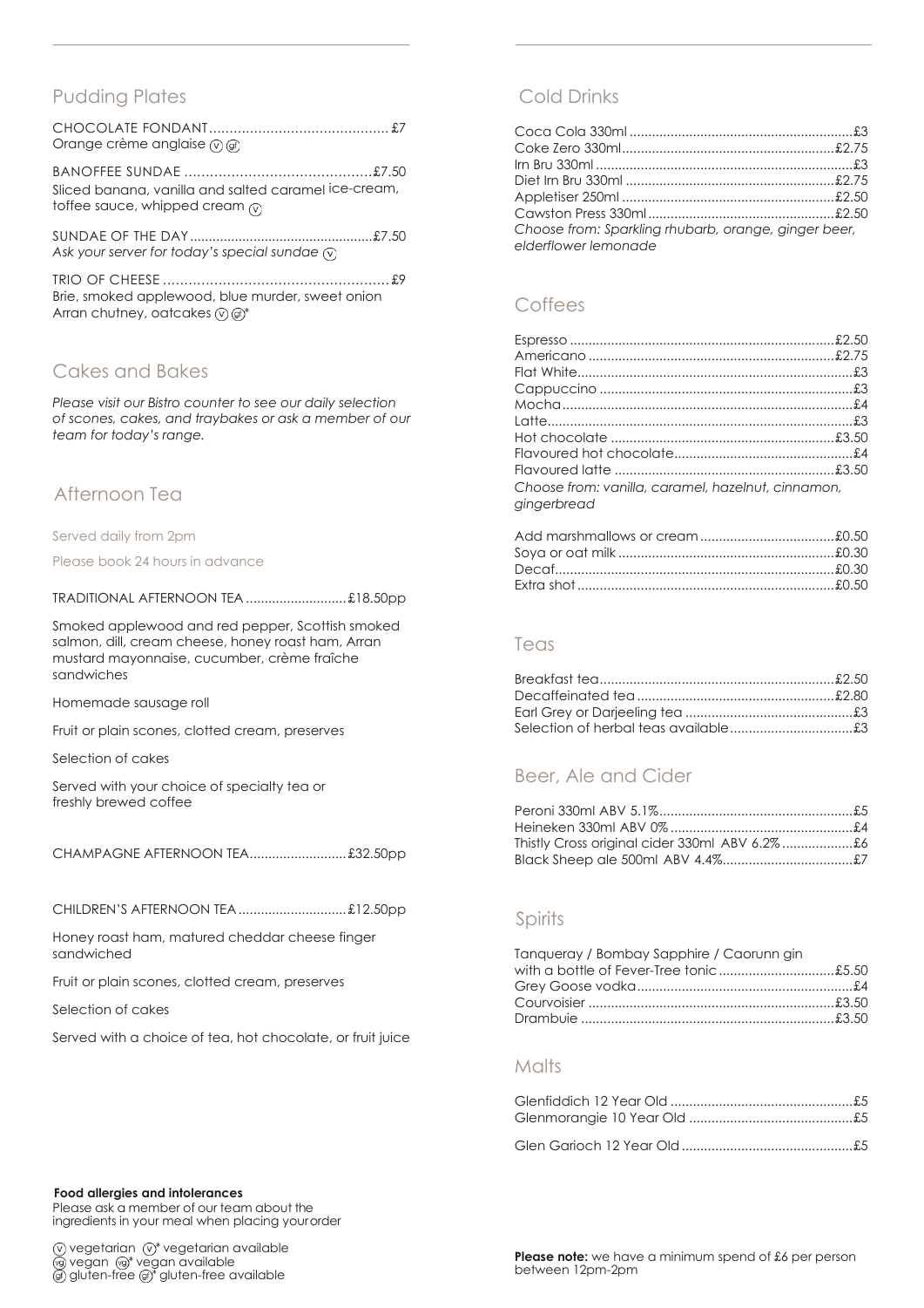## Pudding Plates

CHOCOLATE FONDANT........................................... £7
Orange crème anglaise (v) (gf)

BANOFFEE SUNDAE ..........................................£7.50
Sliced banana, vanilla and salted caramel ice-cream, toffee sauce, whipped cream (v)

SUNDAE OF THE DAY................................................£7.50
*Ask your server for today's special sundae* (v)

TRIO OF CHEESE .................................................... £9
Brie, smoked applewood, blue murder, sweet onion Arran chutney, oatcakes (v) (gf)*

## Cakes and Bakes

*Please visit our Bistro counter to see our daily selection of scones, cakes, and traybakes or ask a member of our team for today's range.*

## Afternoon Tea

Served daily from 2pm

Please book 24 hours in advance

TRADITIONAL AFTERNOON TEA ..........................£18.50pp

Smoked applewood and red pepper, Scottish smoked salmon, dill, cream cheese, honey roast ham, Arran mustard mayonnaise, cucumber, crème fraîche sandwiches

Homemade sausage roll

Fruit or plain scones, clotted cream, preserves

Selection of cakes

Served with your choice of specialty tea or freshly brewed coffee

CHAMPAGNE AFTERNOON TEA..........................£32.50pp

CHILDREN'S AFTERNOON TEA ............................£12.50pp

Honey roast ham, matured cheddar cheese finger sandwiched

Fruit or plain scones, clotted cream, preserves

Selection of cakes

Served with a choice of tea, hot chocolate, or fruit juice

## Cold Drinks

Coca Cola 330ml ............................................................£3
Coke Zero 330ml.........................................................£2.75
Irn Bru 330ml ...................................................................£3
Diet Irn Bru 330ml .......................................................£2.75
Appletiser 250ml .........................................................£2.50
Cawston Press 330ml..................................................£2.50
*Choose from: Sparkling rhubarb, orange, ginger beer, elderflower lemonade*

## Coffees

Espresso ......................................................................£2.50
Americano ..................................................................£2.75
Flat White.........................................................................£3
Cappuccino ......................................................................£3
Mocha..............................................................................£4
Latte.................................................................................£3
Hot chocolate .............................................................£3.50
Flavoured hot chocolate...................................................£4
Flavoured latte ............................................................£3.50
*Choose from: vanilla, caramel, hazelnut, cinnamon, gingerbread*

Add marshmallows or cream ......................................£0.50
Soya or oat milk ..........................................................£0.30
Decaf...........................................................................£0.30
Extra shot ....................................................................£0.50

## Teas

Breakfast tea...............................................................£2.50
Decaffeinated tea ........................................................£2.80
Earl Grey or Darjeeling tea ...............................................£3
Selection of herbal teas available.....................................£3

## Beer, Ale and Cider

Peroni 330ml ABV 5.1%......................................................£5
Heineken 330ml ABV 0% ..................................................£4
Thistly Cross original cider 330ml ABV 6.2% ..................£6
Black Sheep ale 500ml ABV 4.4%.....................................£7

## Spirits

Tanqueray / Bombay Sapphire / Caorunn gin with a bottle of Fever-Tree tonic ................................£5.50
Grey Goose vodka..........................................................£4
Courvoisier ................................................................£3.50
Drambuie ...................................................................£3.50

## Malts

Glenfiddich 12 Year Old ..................................................£5
Glenmorangie 10 Year Old ..............................................£5

Glen Garioch 12 Year Old ...............................................£5

**Food allergies and intolerances**
Please ask a member of our team about the ingredients in your meal when placing yourorder

(v) vegetarian (v)* vegetarian available
(vg) vegan (vg)* vegan available
(gf) gluten-free (gf)* gluten-free available

**Please note:** we have a minimum spend of £6 per person between 12pm-2pm